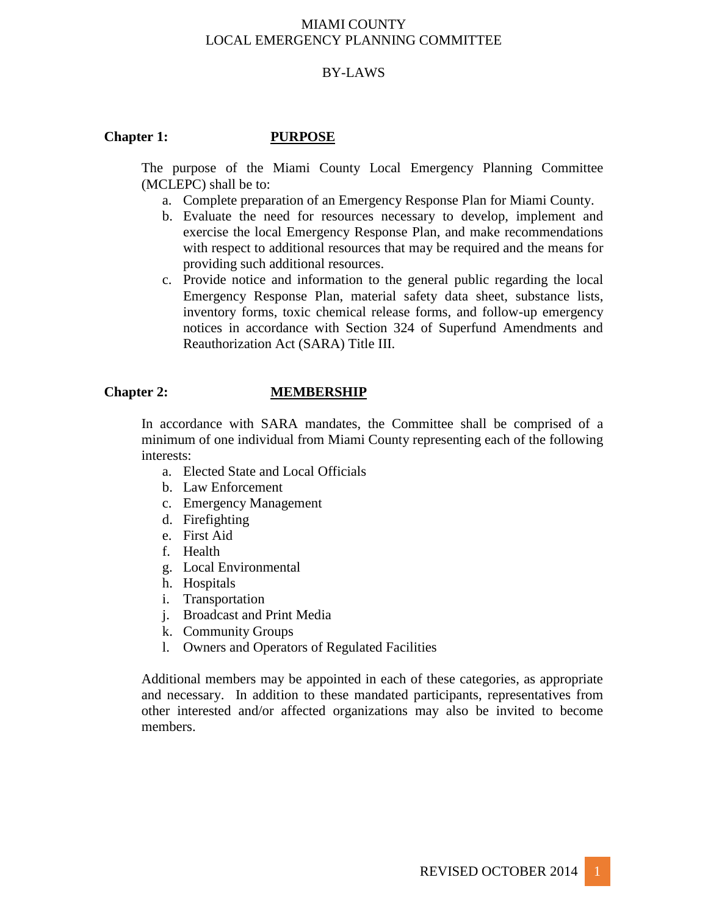# MIAMI COUNTY
# LOCAL EMERGENCY PLANNING COMMITTEE

## BY-LAWS

## Chapter 1: PURPOSE

The purpose of the Miami County Local Emergency Planning Committee (MCLEPC) shall be to:

a. Complete preparation of an Emergency Response Plan for Miami County.
b. Evaluate the need for resources necessary to develop, implement and exercise the local Emergency Response Plan, and make recommendations with respect to additional resources that may be required and the means for providing such additional resources.
c. Provide notice and information to the general public regarding the local Emergency Response Plan, material safety data sheet, substance lists, inventory forms, toxic chemical release forms, and follow-up emergency notices in accordance with Section 324 of Superfund Amendments and Reauthorization Act (SARA) Title III.

## Chapter 2: MEMBERSHIP

In accordance with SARA mandates, the Committee shall be comprised of a minimum of one individual from Miami County representing each of the following interests:

a. Elected State and Local Officials
b. Law Enforcement
c. Emergency Management
d. Firefighting
e. First Aid
f. Health
g. Local Environmental
h. Hospitals
i. Transportation
j. Broadcast and Print Media
k. Community Groups
l. Owners and Operators of Regulated Facilities

Additional members may be appointed in each of these categories, as appropriate and necessary. In addition to these mandated participants, representatives from other interested and/or affected organizations may also be invited to become members.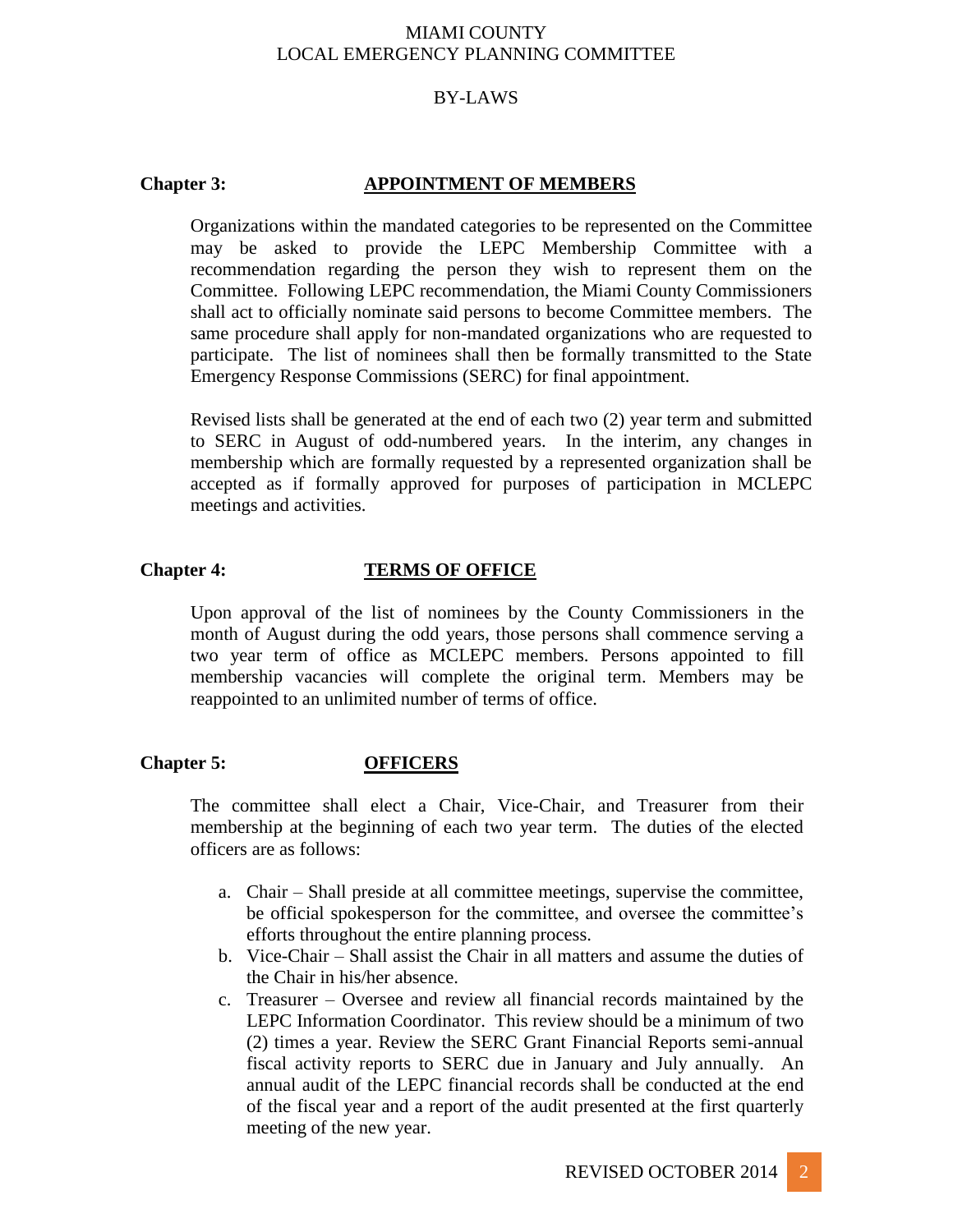## Chapter 3: APPOINTMENT OF MEMBERS

Organizations within the mandated categories to be represented on the Committee may be asked to provide the LEPC Membership Committee with a recommendation regarding the person they wish to represent them on the Committee. Following LEPC recommendation, the Miami County Commissioners shall act to officially nominate said persons to become Committee members. The same procedure shall apply for non-mandated organizations who are requested to participate. The list of nominees shall then be formally transmitted to the State Emergency Response Commissions (SERC) for final appointment.

Revised lists shall be generated at the end of each two (2) year term and submitted to SERC in August of odd-numbered years. In the interim, any changes in membership which are formally requested by a represented organization shall be accepted as if formally approved for purposes of participation in MCLEPC meetings and activities.

## Chapter 4: TERMS OF OFFICE

Upon approval of the list of nominees by the County Commissioners in the month of August during the odd years, those persons shall commence serving a two year term of office as MCLEPC members. Persons appointed to fill membership vacancies will complete the original term. Members may be reappointed to an unlimited number of terms of office.

## Chapter 5: OFFICERS

The committee shall elect a Chair, Vice-Chair, and Treasurer from their membership at the beginning of each two year term. The duties of the elected officers are as follows:

a. Chair – Shall preside at all committee meetings, supervise the committee, be official spokesperson for the committee, and oversee the committee's efforts throughout the entire planning process.
b. Vice-Chair – Shall assist the Chair in all matters and assume the duties of the Chair in his/her absence.
c. Treasurer – Oversee and review all financial records maintained by the LEPC Information Coordinator. This review should be a minimum of two (2) times a year. Review the SERC Grant Financial Reports semi-annual fiscal activity reports to SERC due in January and July annually. An annual audit of the LEPC financial records shall be conducted at the end of the fiscal year and a report of the audit presented at the first quarterly meeting of the new year.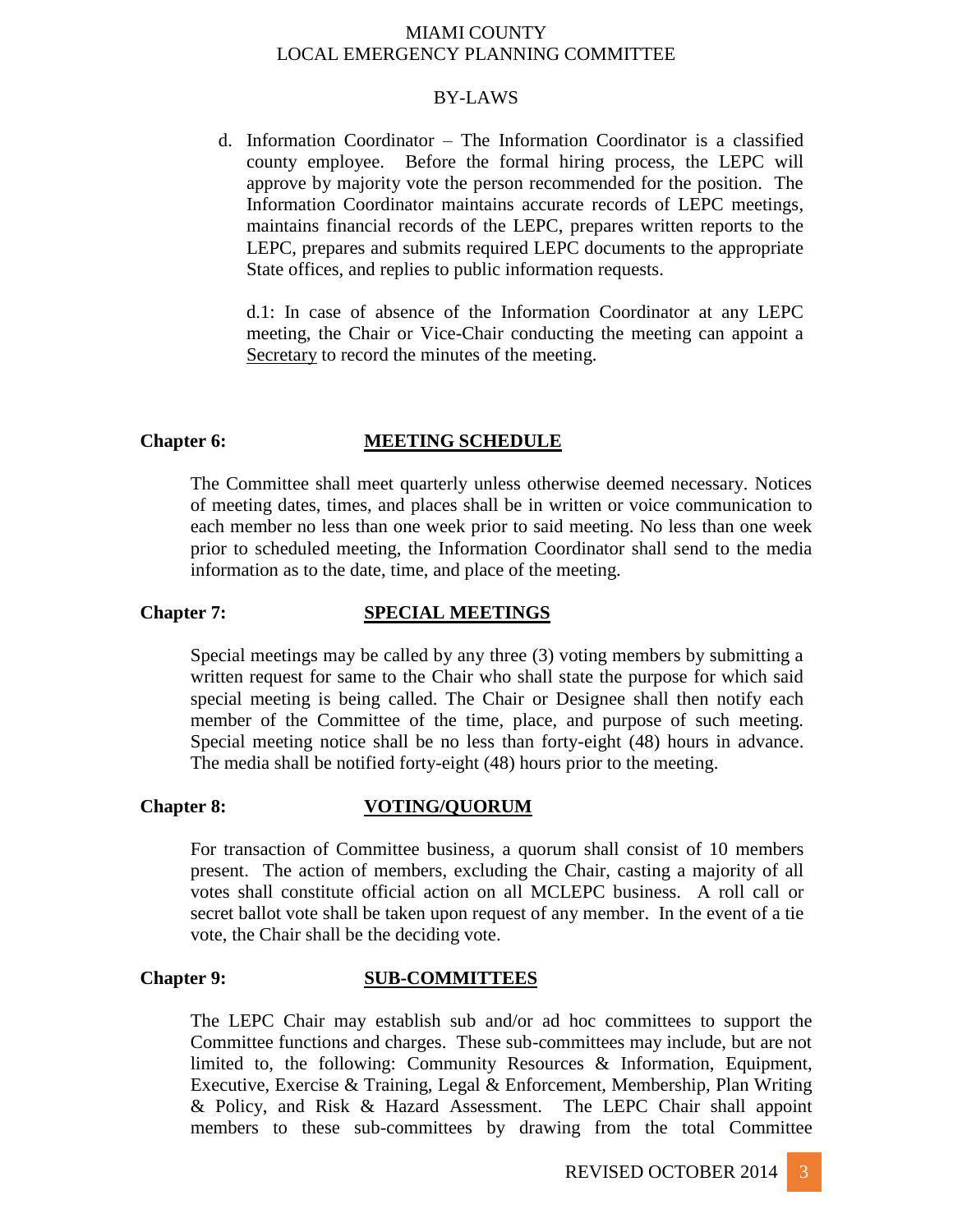d. Information Coordinator – The Information Coordinator is a classified county employee. Before the formal hiring process, the LEPC will approve by majority vote the person recommended for the position. The Information Coordinator maintains accurate records of LEPC meetings, maintains financial records of the LEPC, prepares written reports to the LEPC, prepares and submits required LEPC documents to the appropriate State offices, and replies to public information requests.

d.1: In case of absence of the Information Coordinator at any LEPC meeting, the Chair or Vice-Chair conducting the meeting can appoint a <u>Secretary</u> to record the minutes of the meeting.

## Chapter 6: MEETING SCHEDULE

The Committee shall meet quarterly unless otherwise deemed necessary. Notices of meeting dates, times, and places shall be in written or voice communication to each member no less than one week prior to said meeting. No less than one week prior to scheduled meeting, the Information Coordinator shall send to the media information as to the date, time, and place of the meeting.

## Chapter 7: SPECIAL MEETINGS

Special meetings may be called by any three (3) voting members by submitting a written request for same to the Chair who shall state the purpose for which said special meeting is being called. The Chair or Designee shall then notify each member of the Committee of the time, place, and purpose of such meeting. Special meeting notice shall be no less than forty-eight (48) hours in advance. The media shall be notified forty-eight (48) hours prior to the meeting.

## Chapter 8: VOTING/QUORUM

For transaction of Committee business, a quorum shall consist of 10 members present. The action of members, excluding the Chair, casting a majority of all votes shall constitute official action on all MCLEPC business. A roll call or secret ballot vote shall be taken upon request of any member. In the event of a tie vote, the Chair shall be the deciding vote.

## Chapter 9: SUB-COMMITTEES

The LEPC Chair may establish sub and/or ad hoc committees to support the Committee functions and charges. These sub-committees may include, but are not limited to, the following: Community Resources & Information, Equipment, Executive, Exercise & Training, Legal & Enforcement, Membership, Plan Writing & Policy, and Risk & Hazard Assessment. The LEPC Chair shall appoint members to these sub-committees by drawing from the total Committee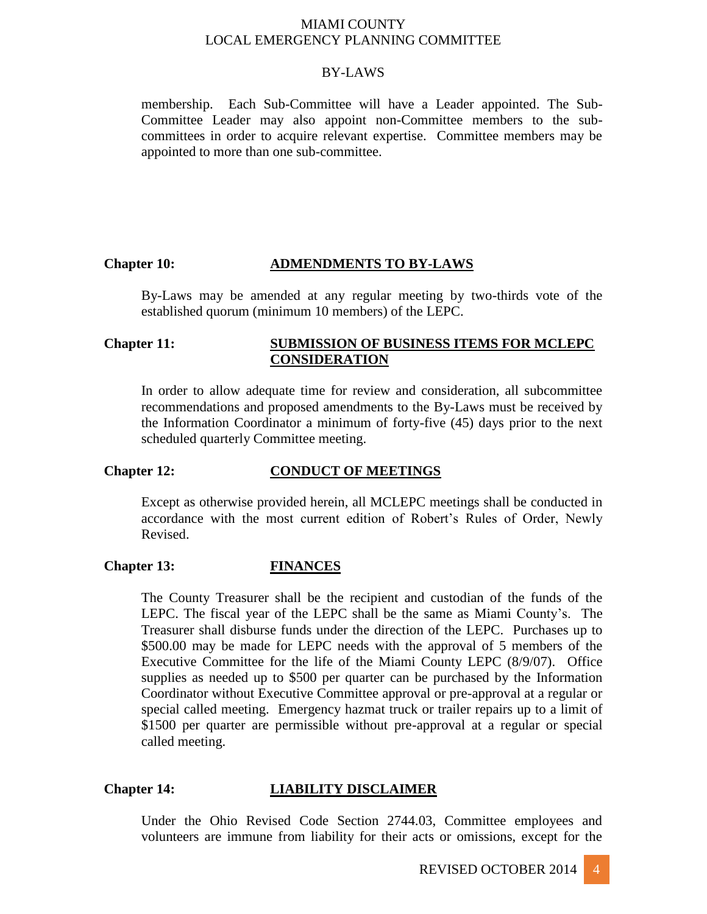membership. Each Sub-Committee will have a Leader appointed. The Sub-Committee Leader may also appoint non-Committee members to the sub-committees in order to acquire relevant expertise. Committee members may be appointed to more than one sub-committee.

**Chapter 10:** **ADMENDMENTS TO BY-LAWS**

By-Laws may be amended at any regular meeting by two-thirds vote of the established quorum (minimum 10 members) of the LEPC.

**Chapter 11:** **SUBMISSION OF BUSINESS ITEMS FOR MCLEPC CONSIDERATION**

In order to allow adequate time for review and consideration, all subcommittee recommendations and proposed amendments to the By-Laws must be received by the Information Coordinator a minimum of forty-five (45) days prior to the next scheduled quarterly Committee meeting.

**Chapter 12:** **CONDUCT OF MEETINGS**

Except as otherwise provided herein, all MCLEPC meetings shall be conducted in accordance with the most current edition of Robert's Rules of Order, Newly Revised.

**Chapter 13:** **FINANCES**

The County Treasurer shall be the recipient and custodian of the funds of the LEPC. The fiscal year of the LEPC shall be the same as Miami County's. The Treasurer shall disburse funds under the direction of the LEPC. Purchases up to \$500.00 may be made for LEPC needs with the approval of 5 members of the Executive Committee for the life of the Miami County LEPC (8/9/07). Office supplies as needed up to \$500 per quarter can be purchased by the Information Coordinator without Executive Committee approval or pre-approval at a regular or special called meeting. Emergency hazmat truck or trailer repairs up to a limit of \$1500 per quarter are permissible without pre-approval at a regular or special called meeting.

**Chapter 14:** **LIABILITY DISCLAIMER**

Under the Ohio Revised Code Section 2744.03, Committee employees and volunteers are immune from liability for their acts or omissions, except for the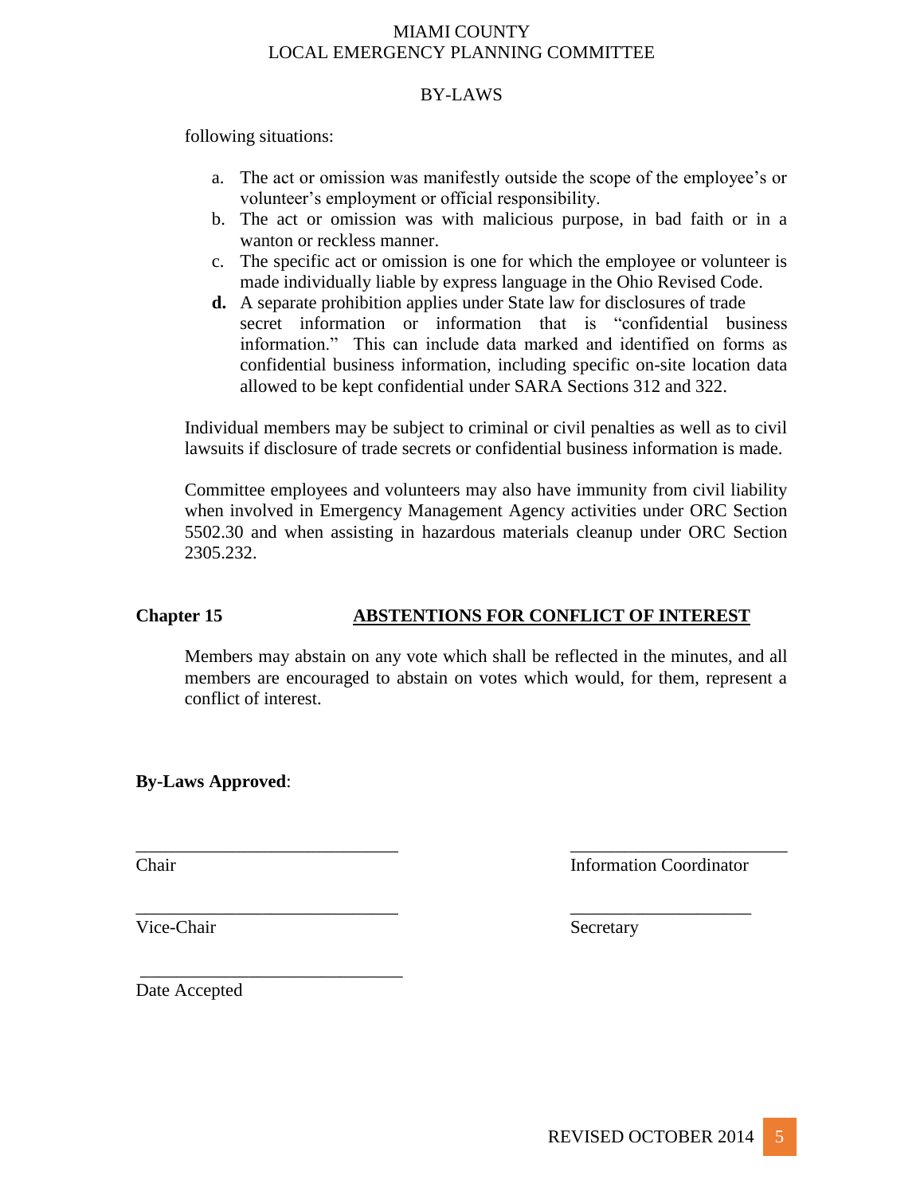following situations:

a. The act or omission was manifestly outside the scope of the employee's or volunteer's employment or official responsibility.
b. The act or omission was with malicious purpose, in bad faith or in a wanton or reckless manner.
c. The specific act or omission is one for which the employee or volunteer is made individually liable by express language in the Ohio Revised Code.
**d.** A separate prohibition applies under State law for disclosures of trade secret information or information that is "confidential business information." This can include data marked and identified on forms as confidential business information, including specific on-site location data allowed to be kept confidential under SARA Sections 312 and 322.

Individual members may be subject to criminal or civil penalties as well as to civil lawsuits if disclosure of trade secrets or confidential business information is made.

Committee employees and volunteers may also have immunity from civil liability when involved in Emergency Management Agency activities under ORC Section 5502.30 and when assisting in hazardous materials cleanup under ORC Section 2305.232.

## Chapter 15 ABSTENTIONS FOR CONFLICT OF INTEREST

Members may abstain on any vote which shall be reflected in the minutes, and all members are encouraged to abstain on votes which would, for them, represent a conflict of interest.

**By-Laws Approved**:

| | |
|---|---|
| ____________________________ | ____________________________ |
| Chair | Information Coordinator |
| ____________________________ | ____________________________ |
| Vice-Chair | Secretary |

____________________________
Date Accepted